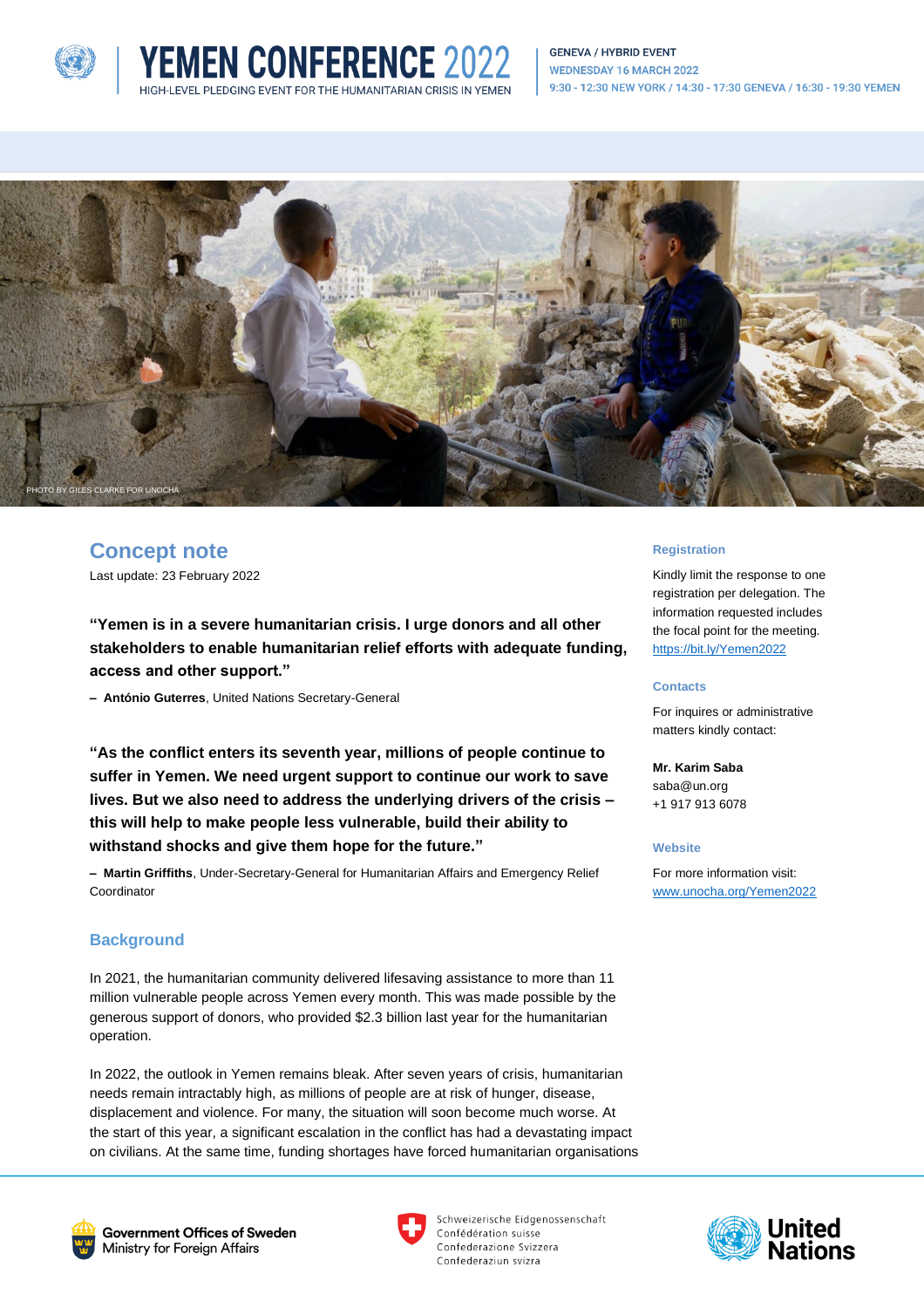# YEMEN CONFERENCE 2022

HIGH-LEVEL PLEDGING EVENT FOR THE HUMANITARIAN CRISIS IN YEMEN

GENEVA / HYBRID EVENT
WEDNESDAY 16 MARCH 2022
9:30 - 12:30 NEW YORK / 14:30 - 17:30 GENEVA / 16:30 - 19:30 YEMEN

PHOTO BY GILES CLARKE FOR UNOCHA

## Concept note

Last update: 23 February 2022

**"Yemen is in a severe humanitarian crisis. I urge donors and all other stakeholders to enable humanitarian relief efforts with adequate funding, access and other support."**

– **António Guterres**, United Nations Secretary-General

**"As the conflict enters its seventh year, millions of people continue to suffer in Yemen. We need urgent support to continue our work to save lives. But we also need to address the underlying drivers of the crisis – this will help to make people less vulnerable, build their ability to withstand shocks and give them hope for the future."**

– **Martin Griffiths**, Under-Secretary-General for Humanitarian Affairs and Emergency Relief Coordinator

## Background

In 2021, the humanitarian community delivered lifesaving assistance to more than 11 million vulnerable people across Yemen every month. This was made possible by the generous support of donors, who provided $2.3 billion last year for the humanitarian operation.

In 2022, the outlook in Yemen remains bleak. After seven years of crisis, humanitarian needs remain intractably high, as millions of people are at risk of hunger, disease, displacement and violence. For many, the situation will soon become much worse. At the start of this year, a significant escalation in the conflict has had a devastating impact on civilians. At the same time, funding shortages have forced humanitarian organisations

### Registration

Kindly limit the response to one registration per delegation. The information requested includes the focal point for the meeting.
https://bit.ly/Yemen2022

### Contacts

For inquires or administrative matters kindly contact:

**Mr. Karim Saba**
saba@un.org
+1 917 913 6078

### Website

For more information visit:
www.unocha.org/Yemen2022

Government Offices of Sweden
Ministry for Foreign Affairs

Schweizerische Eidgenossenschaft
Confédération suisse
Confederazione Svizzera
Confederaziun svizra

United Nations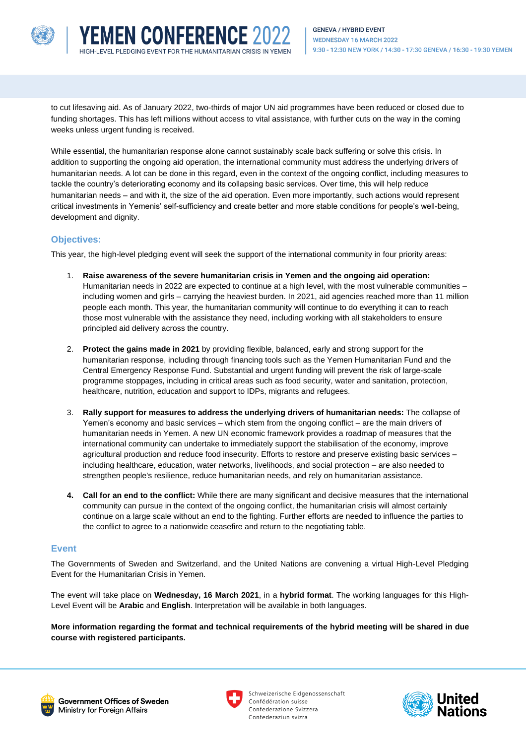to cut lifesaving aid. As of January 2022, two-thirds of major UN aid programmes have been reduced or closed due to funding shortages. This has left millions without access to vital assistance, with further cuts on the way in the coming weeks unless urgent funding is received.

While essential, the humanitarian response alone cannot sustainably scale back suffering or solve this crisis. In addition to supporting the ongoing aid operation, the international community must address the underlying drivers of humanitarian needs. A lot can be done in this regard, even in the context of the ongoing conflict, including measures to tackle the country's deteriorating economy and its collapsing basic services. Over time, this will help reduce humanitarian needs – and with it, the size of the aid operation. Even more importantly, such actions would represent critical investments in Yemenis' self-sufficiency and create better and more stable conditions for people's well-being, development and dignity.

## Objectives:

This year, the high-level pledging event will seek the support of the international community in four priority areas:

1. **Raise awareness of the severe humanitarian crisis in Yemen and the ongoing aid operation:** Humanitarian needs in 2022 are expected to continue at a high level, with the most vulnerable communities – including women and girls – carrying the heaviest burden. In 2021, aid agencies reached more than 11 million people each month. This year, the humanitarian community will continue to do everything it can to reach those most vulnerable with the assistance they need, including working with all stakeholders to ensure principled aid delivery across the country.

2. **Protect the gains made in 2021** by providing flexible, balanced, early and strong support for the humanitarian response, including through financing tools such as the Yemen Humanitarian Fund and the Central Emergency Response Fund. Substantial and urgent funding will prevent the risk of large-scale programme stoppages, including in critical areas such as food security, water and sanitation, protection, healthcare, nutrition, education and support to IDPs, migrants and refugees.

3. **Rally support for measures to address the underlying drivers of humanitarian needs:** The collapse of Yemen's economy and basic services – which stem from the ongoing conflict – are the main drivers of humanitarian needs in Yemen. A new UN economic framework provides a roadmap of measures that the international community can undertake to immediately support the stabilisation of the economy, improve agricultural production and reduce food insecurity. Efforts to restore and preserve existing basic services – including healthcare, education, water networks, livelihoods, and social protection – are also needed to strengthen people's resilience, reduce humanitarian needs, and rely on humanitarian assistance.

4. **Call for an end to the conflict:** While there are many significant and decisive measures that the international community can pursue in the context of the ongoing conflict, the humanitarian crisis will almost certainly continue on a large scale without an end to the fighting. Further efforts are needed to influence the parties to the conflict to agree to a nationwide ceasefire and return to the negotiating table.

## Event

The Governments of Sweden and Switzerland, and the United Nations are convening a virtual High-Level Pledging Event for the Humanitarian Crisis in Yemen.

The event will take place on **Wednesday, 16 March 2021**, in a **hybrid format**. The working languages for this High-Level Event will be **Arabic** and **English**. Interpretation will be available in both languages.

**More information regarding the format and technical requirements of the hybrid meeting will be shared in due course with registered participants.**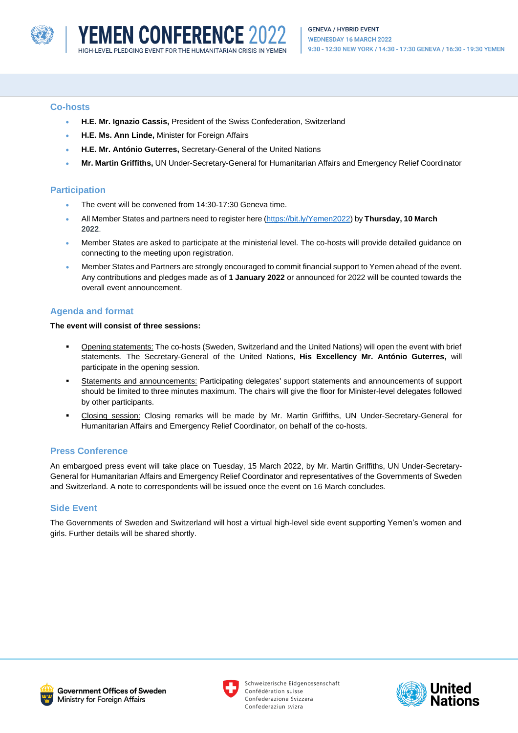## Co-hosts

- **H.E. Mr. Ignazio Cassis,** President of the Swiss Confederation, Switzerland
- **H.E. Ms. Ann Linde,** Minister for Foreign Affairs
- **H.E. Mr. António Guterres,** Secretary-General of the United Nations
- **Mr. Martin Griffiths,** UN Under-Secretary-General for Humanitarian Affairs and Emergency Relief Coordinator

## Participation

- The event will be convened from 14:30-17:30 Geneva time.
- All Member States and partners need to register here (https://bit.ly/Yemen2022) by **Thursday, 10 March 2022**.
- Member States are asked to participate at the ministerial level. The co-hosts will provide detailed guidance on connecting to the meeting upon registration.
- Member States and Partners are strongly encouraged to commit financial support to Yemen ahead of the event. Any contributions and pledges made as of **1 January 2022** or announced for 2022 will be counted towards the overall event announcement.

## Agenda and format

**The event will consist of three sessions:**

- Opening statements: The co-hosts (Sweden, Switzerland and the United Nations) will open the event with brief statements. The Secretary-General of the United Nations, **His Excellency Mr. António Guterres,** will participate in the opening session.
- Statements and announcements: Participating delegates' support statements and announcements of support should be limited to three minutes maximum. The chairs will give the floor for Minister-level delegates followed by other participants.
- Closing session: Closing remarks will be made by Mr. Martin Griffiths, UN Under-Secretary-General for Humanitarian Affairs and Emergency Relief Coordinator, on behalf of the co-hosts.

## Press Conference

An embargoed press event will take place on Tuesday, 15 March 2022, by Mr. Martin Griffiths, UN Under-Secretary-General for Humanitarian Affairs and Emergency Relief Coordinator and representatives of the Governments of Sweden and Switzerland. A note to correspondents will be issued once the event on 16 March concludes.

## Side Event

The Governments of Sweden and Switzerland will host a virtual high-level side event supporting Yemen's women and girls. Further details will be shared shortly.